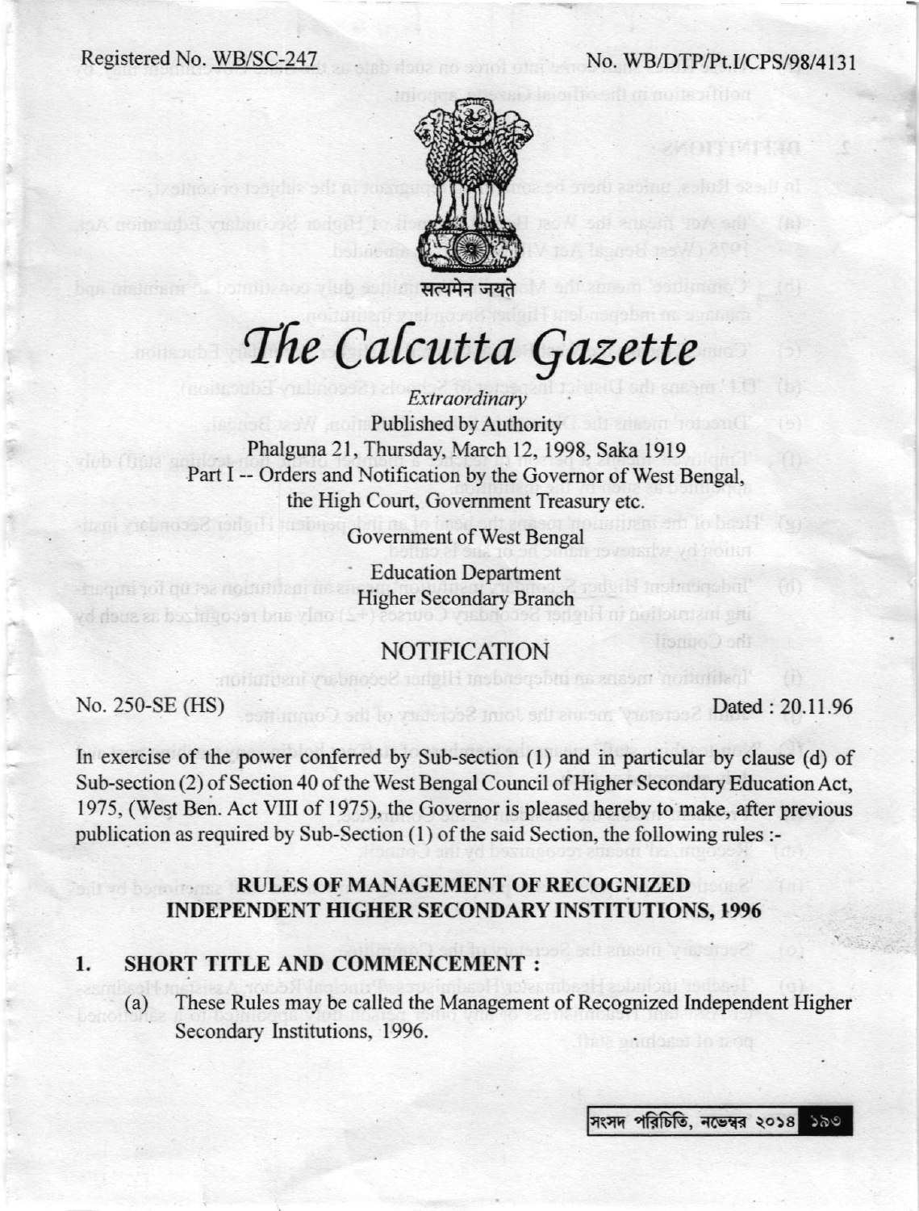Registered No. WB/SC-247 No. WB/DTP/Pt.I/CPS/98/4131

सत्यमेव जयते

# *The Calcutta Gazette*

*Extraordinary*

Published by Authority

Phalguna 21, Thursday, March 12, 1998, Saka 1919

Part I -- Orders and Notification by the Governor of West Bengal, the High Court, Government Treasury etc.

Government of West Bengal

Education Department

Higher Secondary Branch

## NOTIFICATION

No. 250-SE (HS) Dated : 20.11.96

In exercise of the power conferred by Sub-section (1) and in particular by clause (d) of Sub-section (2) of Section 40 of the West Bengal Council of Higher Secondary Education Act, 1975, (West Ben. Act VIII of 1975), the Governor is pleased hereby to make, after previous publication as required by Sub-Section (1) of the said Section, the following rules :-

## RULES OF MANAGEMENT OF RECOGNIZED INDEPENDENT HIGHER SECONDARY INSTITUTIONS, 1996

### 1. SHORT TITLE AND COMMENCEMENT :

(a) These Rules may be called the Management of Recognized Independent Higher Secondary Institutions, 1996.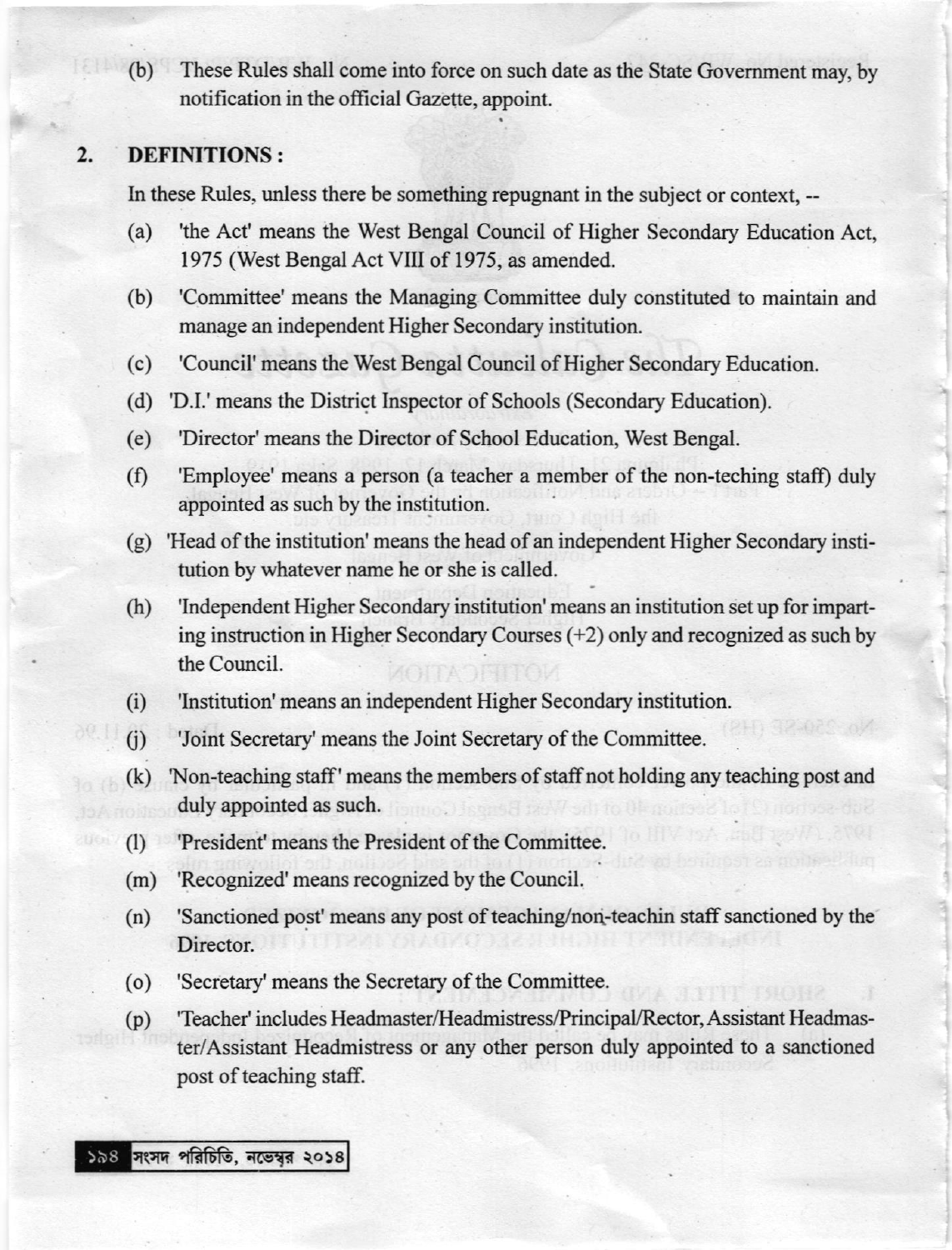(b) These Rules shall come into force on such date as the State Government may, by notification in the official Gazette, appoint.

## 2. DEFINITIONS :

In these Rules, unless there be something repugnant in the subject or context, --

(a) 'the Act' means the West Bengal Council of Higher Secondary Education Act, 1975 (West Bengal Act VIII of 1975, as amended.

(b) 'Committee' means the Managing Committee duly constituted to maintain and manage an independent Higher Secondary institution.

(c) 'Council' means the West Bengal Council of Higher Secondary Education.

(d) 'D.I.' means the District Inspector of Schools (Secondary Education).

(e) 'Director' means the Director of School Education, West Bengal.

(f) 'Employee' means a person (a teacher a member of the non-teching staff) duly appointed as such by the institution.

(g) 'Head of the institution' means the head of an independent Higher Secondary institution by whatever name he or she is called.

(h) 'Independent Higher Secondary institution' means an institution set up for imparting instruction in Higher Secondary Courses (+2) only and recognized as such by the Council.

(i) 'Institution' means an independent Higher Secondary institution.

(j) 'Joint Secretary' means the Joint Secretary of the Committee.

(k) 'Non-teaching staff' means the members of staff not holding any teaching post and duly appointed as such.

(l) 'President' means the President of the Committee.

(m) 'Recognized' means recognized by the Council.

(n) 'Sanctioned post' means any post of teaching/non-teachin staff sanctioned by the Director.

(o) 'Secretary' means the Secretary of the Committee.

(p) 'Teacher' includes Headmaster/Headmistress/Principal/Rector, Assistant Headmaster/Assistant Headmistress or any other person duly appointed to a sanctioned post of teaching staff.